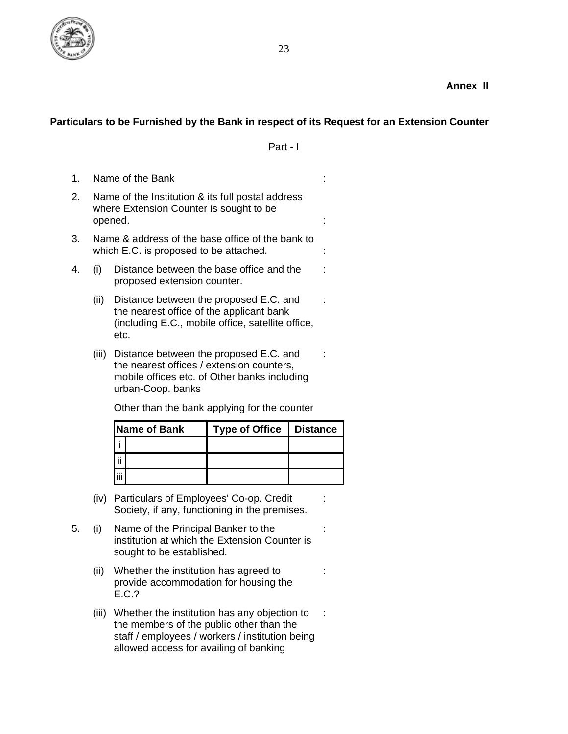**Annex II**

**Particulars to be Furnished by the Bank in respect of its Request for an Extension Counter**

Part - I

1. Name of the Bank :
2. Name of the Institution & its full postal address where Extension Counter is sought to be opened. :
3. Name & address of the base office of the bank to which E.C. is proposed to be attached. :
4. (i) Distance between the base office and the proposed extension counter. :

   (ii) Distance between the proposed E.C. and the nearest office of the applicant bank (including E.C., mobile office, satellite office, etc. :

   (iii) Distance between the proposed E.C. and the nearest offices / extension counters, mobile offices etc. of Other banks including urban-Coop. banks :

   Other than the bank applying for the counter

| | Name of Bank | Type of Office | Distance |
|---|---|---|---|
| i | | | |
| ii | | | |
| iii | | | |

   (iv) Particulars of Employees' Co-op. Credit Society, if any, functioning in the premises. :

5. (i) Name of the Principal Banker to the institution at which the Extension Counter is sought to be established. :

   (ii) Whether the institution has agreed to provide accommodation for housing the E.C.? :

   (iii) Whether the institution has any objection to the members of the public other than the staff / employees / workers / institution being allowed access for availing of banking :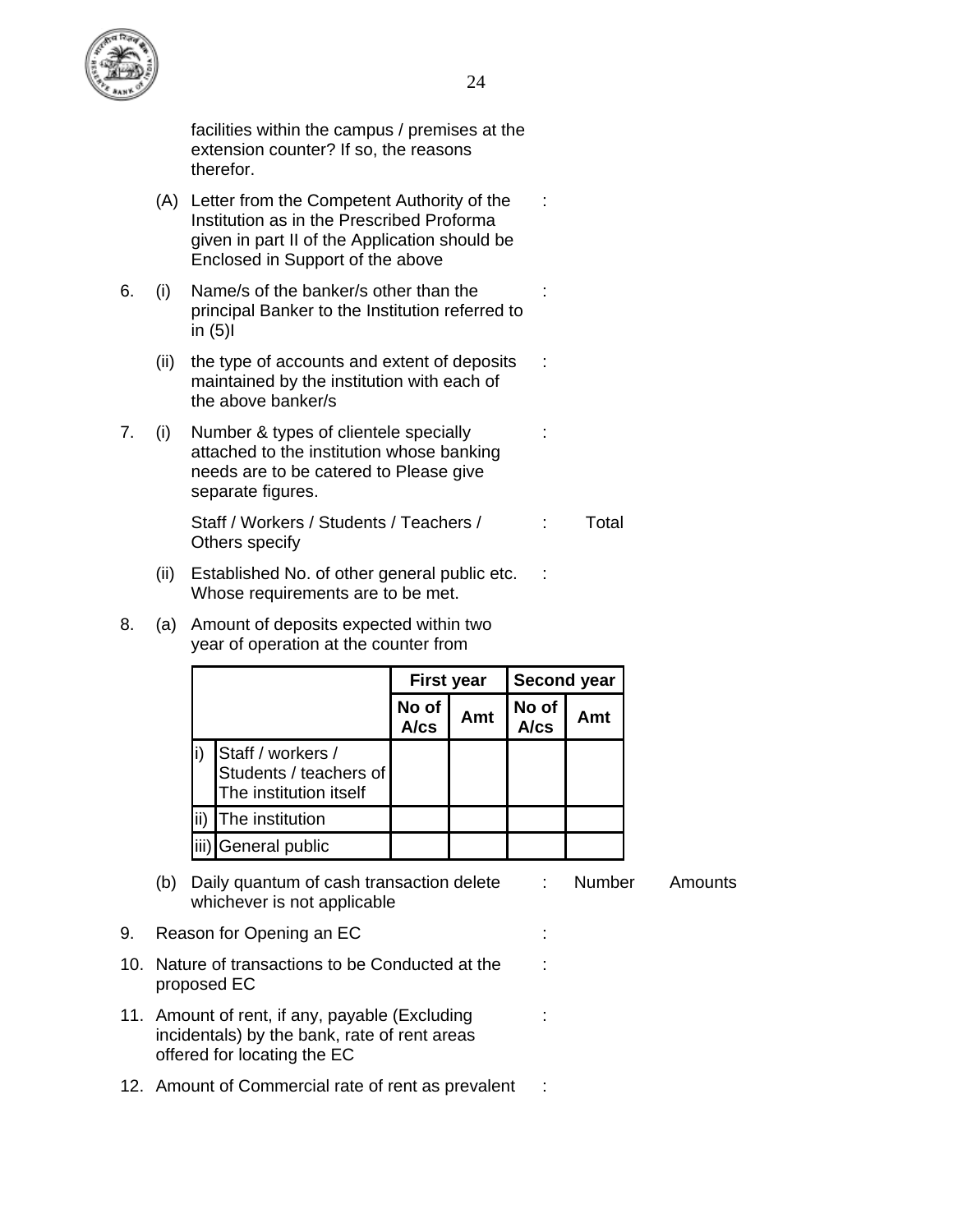facilities within the campus / premises at the extension counter? If so, the reasons therefor.

(A) Letter from the Competent Authority of the Institution as in the Prescribed Proforma given in part II of the Application should be Enclosed in Support of the above :

6. (i) Name/s of the banker/s other than the principal Banker to the Institution referred to in (5)I :

   (ii) the type of accounts and extent of deposits maintained by the institution with each of the above banker/s :

7. (i) Number & types of clientele specially attached to the institution whose banking needs are to be catered to Please give separate figures. :

   Staff / Workers / Students / Teachers / Others specify : Total

   (ii) Established No. of other general public etc. Whose requirements are to be met. :

8. (a) Amount of deposits expected within two year of operation at the counter from

| | | First year | | Second year | |
|---|---|---|---|---|---|
| | | **No of A/cs** | **Amt** | **No of A/cs** | **Amt** |
| i) | Staff / workers / Students / teachers of The institution itself | | | | |
| ii) | The institution | | | | |
| iii) | General public | | | | |

   (b) Daily quantum of cash transaction delete whichever is not applicable : Number Amounts

9. Reason for Opening an EC :

10. Nature of transactions to be Conducted at the proposed EC :

11. Amount of rent, if any, payable (Excluding incidentals) by the bank, rate of rent areas offered for locating the EC :

12. Amount of Commercial rate of rent as prevalent :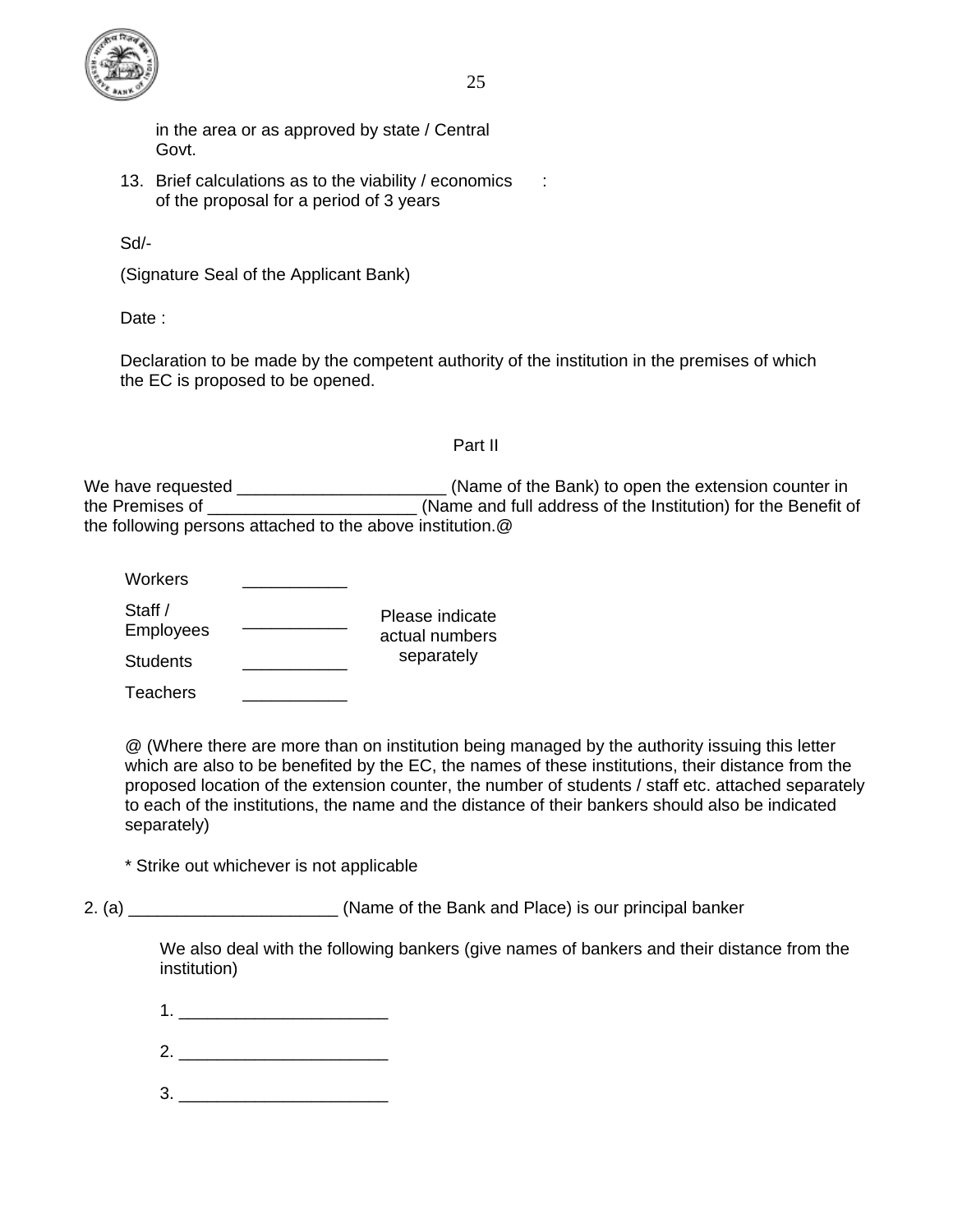in the area or as approved by state / Central Govt.

13. Brief calculations as to the viability / economics of the proposal for a period of 3 years :

Sd/-

(Signature Seal of the Applicant Bank)

Date :

Declaration to be made by the competent authority of the institution in the premises of which the EC is proposed to be opened.

Part II

We have requested ______________________ (Name of the Bank) to open the extension counter in the Premises of ______________________ (Name and full address of the Institution) for the Benefit of the following persons attached to the above institution.@

| | | |
|---|---|---|
| Workers | ___________ | Please indicate actual numbers separately |
| Staff / Employees | ___________ | |
| Students | ___________ | |
| Teachers | ___________ | |

@ (Where there are more than on institution being managed by the authority issuing this letter which are also to be benefited by the EC, the names of these institutions, their distance from the proposed location of the extension counter, the number of students / staff etc. attached separately to each of the institutions, the name and the distance of their bankers should also be indicated separately)

* Strike out whichever is not applicable

2. (a) ______________________ (Name of the Bank and Place) is our principal banker

We also deal with the following bankers (give names of bankers and their distance from the institution)

1. ______________________

2. ______________________

3. ______________________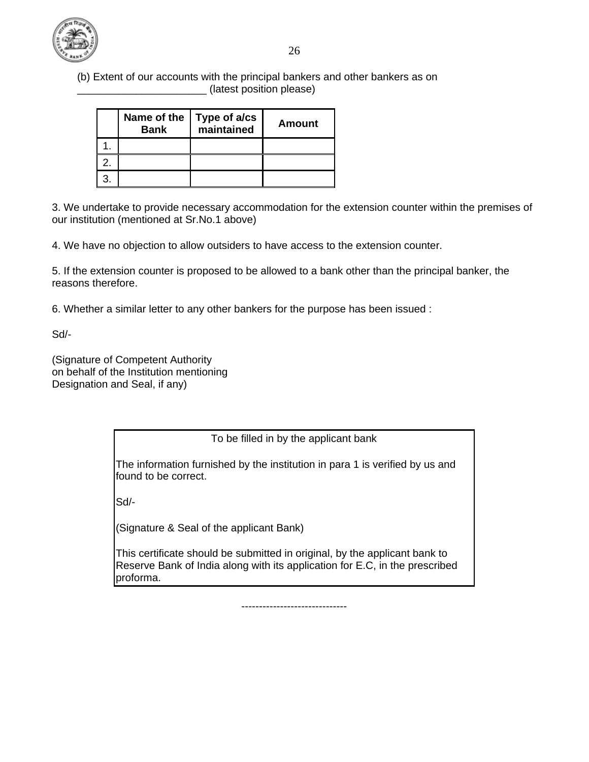(b) Extent of our accounts with the principal bankers and other bankers as on ______________________ (latest position please)

| | Name of the Bank | Type of a/cs maintained | Amount |
|---|---|---|---|
| 1. | | | |
| 2. | | | |
| 3. | | | |

3. We undertake to provide necessary accommodation for the extension counter within the premises of our institution (mentioned at Sr.No.1 above)

4. We have no objection to allow outsiders to have access to the extension counter.

5. If the extension counter is proposed to be allowed to a bank other than the principal banker, the reasons therefore.

6. Whether a similar letter to any other bankers for the purpose has been issued :

Sd/-

(Signature of Competent Authority
on behalf of the Institution mentioning
Designation and Seal, if any)

To be filled in by the applicant bank

The information furnished by the institution in para 1 is verified by us and found to be correct.

Sd/-

(Signature & Seal of the applicant Bank)

This certificate should be submitted in original, by the applicant bank to Reserve Bank of India along with its application for E.C, in the prescribed proforma.

-----------------------------